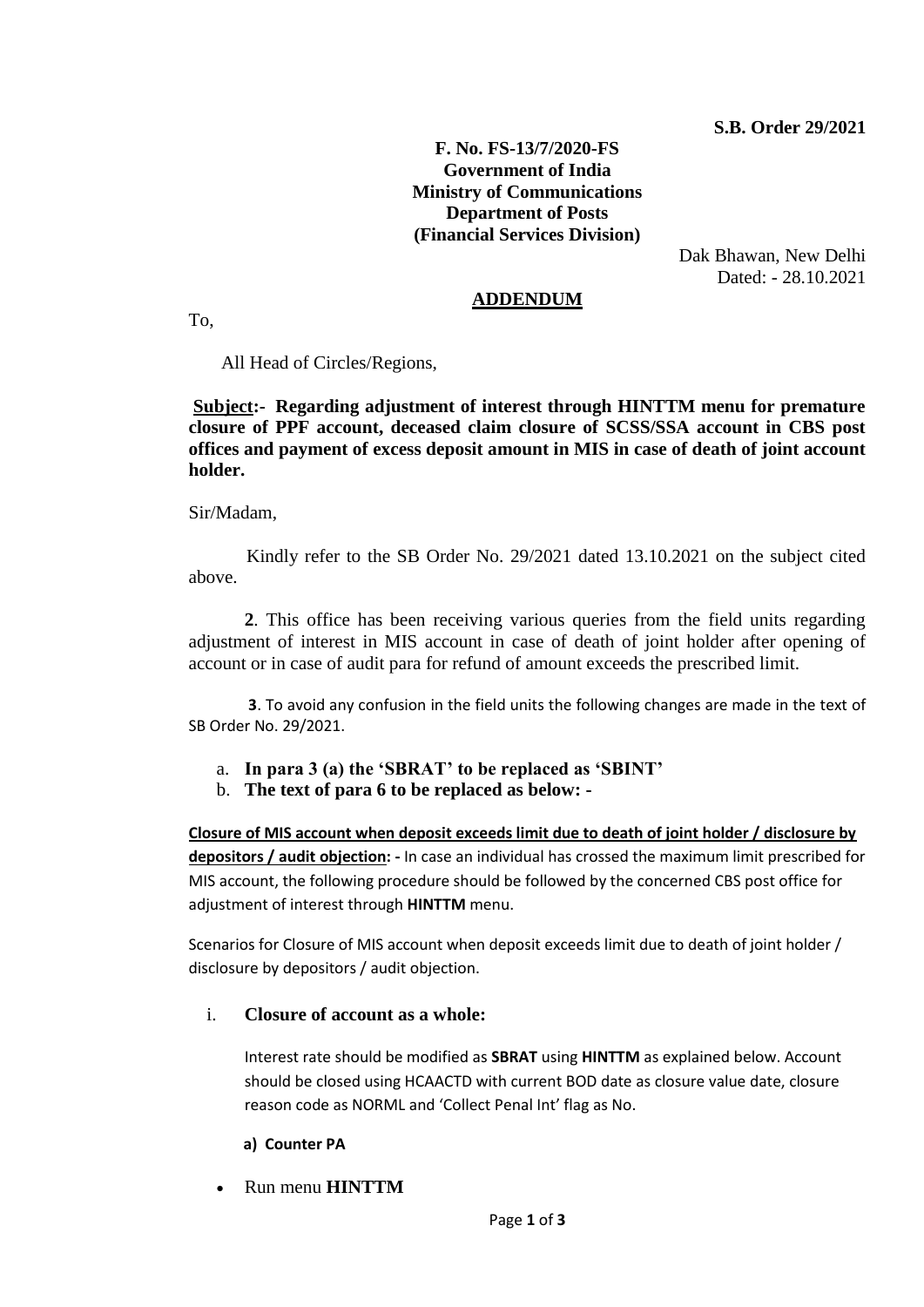**S.B. Order 29/2021**

**F. No. FS-13/7/2020-FS**
**Government of India**
**Ministry of Communications**
**Department of Posts**
**(Financial Services Division)**

Dak Bhawan, New Delhi
Dated: - 28.10.2021

**ADDENDUM**

To,

All Head of Circles/Regions,

**Subject:- Regarding adjustment of interest through HINTTM menu for premature closure of PPF account, deceased claim closure of SCSS/SSA account in CBS post offices and payment of excess deposit amount in MIS in case of death of joint account holder.**

Sir/Madam,

Kindly refer to the SB Order No. 29/2021 dated 13.10.2021 on the subject cited above.

**2**. This office has been receiving various queries from the field units regarding adjustment of interest in MIS account in case of death of joint holder after opening of account or in case of audit para for refund of amount exceeds the prescribed limit.

**3**. To avoid any confusion in the field units the following changes are made in the text of SB Order No. 29/2021.

a. **In para 3 (a) the 'SBRAT' to be replaced as 'SBINT'**
b. **The text of para 6 to be replaced as below: -**

**Closure of MIS account when deposit exceeds limit due to death of joint holder / disclosure by depositors / audit objection: -** In case an individual has crossed the maximum limit prescribed for MIS account, the following procedure should be followed by the concerned CBS post office for adjustment of interest through **HINTTM** menu.

Scenarios for Closure of MIS account when deposit exceeds limit due to death of joint holder / disclosure by depositors / audit objection.

i. **Closure of account as a whole:**

Interest rate should be modified as **SBRAT** using **HINTTM** as explained below. Account should be closed using HCAACTD with current BOD date as closure value date, closure reason code as NORML and 'Collect Penal Int' flag as No.

**a) Counter PA**

- Run menu **HINTTM**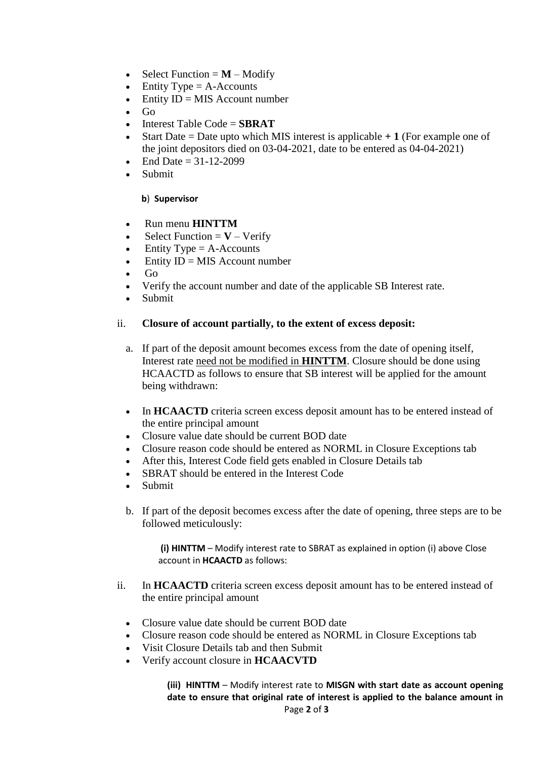- Select Function = **M** – Modify
- Entity Type = A-Accounts
- Entity ID = MIS Account number
- Go
- Interest Table Code = **SBRAT**
- Start Date = Date upto which MIS interest is applicable **+ 1** (For example one of the joint depositors died on 03-04-2021, date to be entered as 04-04-2021)
- End Date = 31-12-2099
- Submit

**b**) **Supervisor**

- Run menu **HINTTM**
- Select Function = **V** – Verify
- Entity Type = A-Accounts
- Entity ID = MIS Account number
- Go
- Verify the account number and date of the applicable SB Interest rate.
- Submit

ii. **Closure of account partially, to the extent of excess deposit:**

a. If part of the deposit amount becomes excess from the date of opening itself, Interest rate <u>need not be modified in **HINTTM**</u>. Closure should be done using HCAACTD as follows to ensure that SB interest will be applied for the amount being withdrawn:

- In **HCAACTD** criteria screen excess deposit amount has to be entered instead of the entire principal amount
- Closure value date should be current BOD date
- Closure reason code should be entered as NORML in Closure Exceptions tab
- After this, Interest Code field gets enabled in Closure Details tab
- SBRAT should be entered in the Interest Code
- Submit

b. If part of the deposit becomes excess after the date of opening, three steps are to be followed meticulously:

**(i) HINTTM** – Modify interest rate to SBRAT as explained in option (i) above Close account in **HCAACTD** as follows:

ii. In **HCAACTD** criteria screen excess deposit amount has to be entered instead of the entire principal amount

- Closure value date should be current BOD date
- Closure reason code should be entered as NORML in Closure Exceptions tab
- Visit Closure Details tab and then Submit
- Verify account closure in **HCAACVTD**

**(iii) HINTTM** – Modify interest rate to **MISGN with start date as account opening date to ensure that original rate of interest is applied to the balance amount in**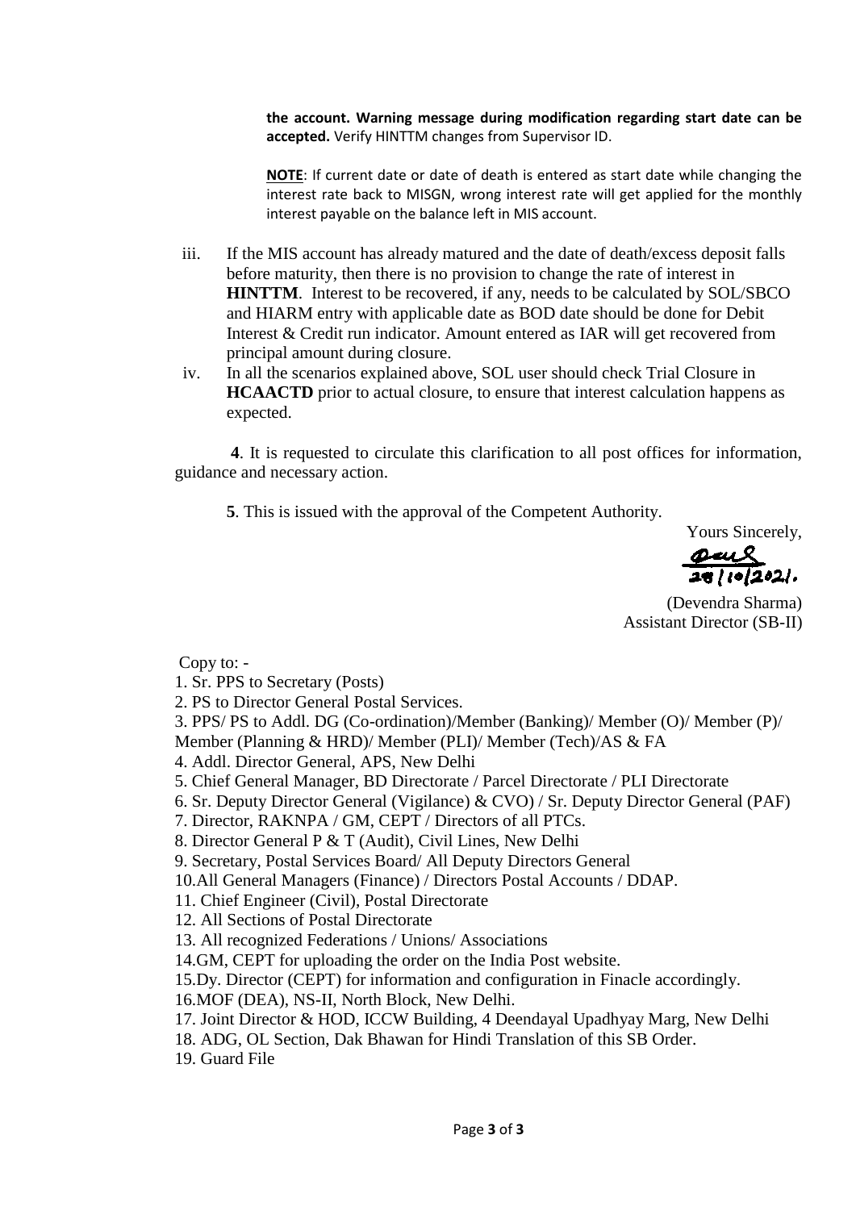**the account. Warning message during modification regarding start date can be accepted.** Verify HINTTM changes from Supervisor ID.

**<u>NOTE</u>**: If current date or date of death is entered as start date while changing the interest rate back to MISGN, wrong interest rate will get applied for the monthly interest payable on the balance left in MIS account.

iii. If the MIS account has already matured and the date of death/excess deposit falls before maturity, then there is no provision to change the rate of interest in **HINTTM**. Interest to be recovered, if any, needs to be calculated by SOL/SBCO and HIARM entry with applicable date as BOD date should be done for Debit Interest & Credit run indicator. Amount entered as IAR will get recovered from principal amount during closure.

iv. In all the scenarios explained above, SOL user should check Trial Closure in **HCAACTD** prior to actual closure, to ensure that interest calculation happens as expected.

**4**. It is requested to circulate this clarification to all post offices for information, guidance and necessary action.

**5**. This is issued with the approval of the Competent Authority.

Yours Sincerely,

28/10/2021.

(Devendra Sharma)
Assistant Director (SB-II)

Copy to: -

1. Sr. PPS to Secretary (Posts)
2. PS to Director General Postal Services.
3. PPS/ PS to Addl. DG (Co-ordination)/Member (Banking)/ Member (O)/ Member (P)/ Member (Planning & HRD)/ Member (PLI)/ Member (Tech)/AS & FA
4. Addl. Director General, APS, New Delhi
5. Chief General Manager, BD Directorate / Parcel Directorate / PLI Directorate
6. Sr. Deputy Director General (Vigilance) & CVO) / Sr. Deputy Director General (PAF)
7. Director, RAKNPA / GM, CEPT / Directors of all PTCs.
8. Director General P & T (Audit), Civil Lines, New Delhi
9. Secretary, Postal Services Board/ All Deputy Directors General
10. All General Managers (Finance) / Directors Postal Accounts / DDAP.
11. Chief Engineer (Civil), Postal Directorate
12. All Sections of Postal Directorate
13. All recognized Federations / Unions/ Associations
14. GM, CEPT for uploading the order on the India Post website.
15. Dy. Director (CEPT) for information and configuration in Finacle accordingly.
16. MOF (DEA), NS-II, North Block, New Delhi.
17. Joint Director & HOD, ICCW Building, 4 Deendayal Upadhyay Marg, New Delhi
18. ADG, OL Section, Dak Bhawan for Hindi Translation of this SB Order.
19. Guard File